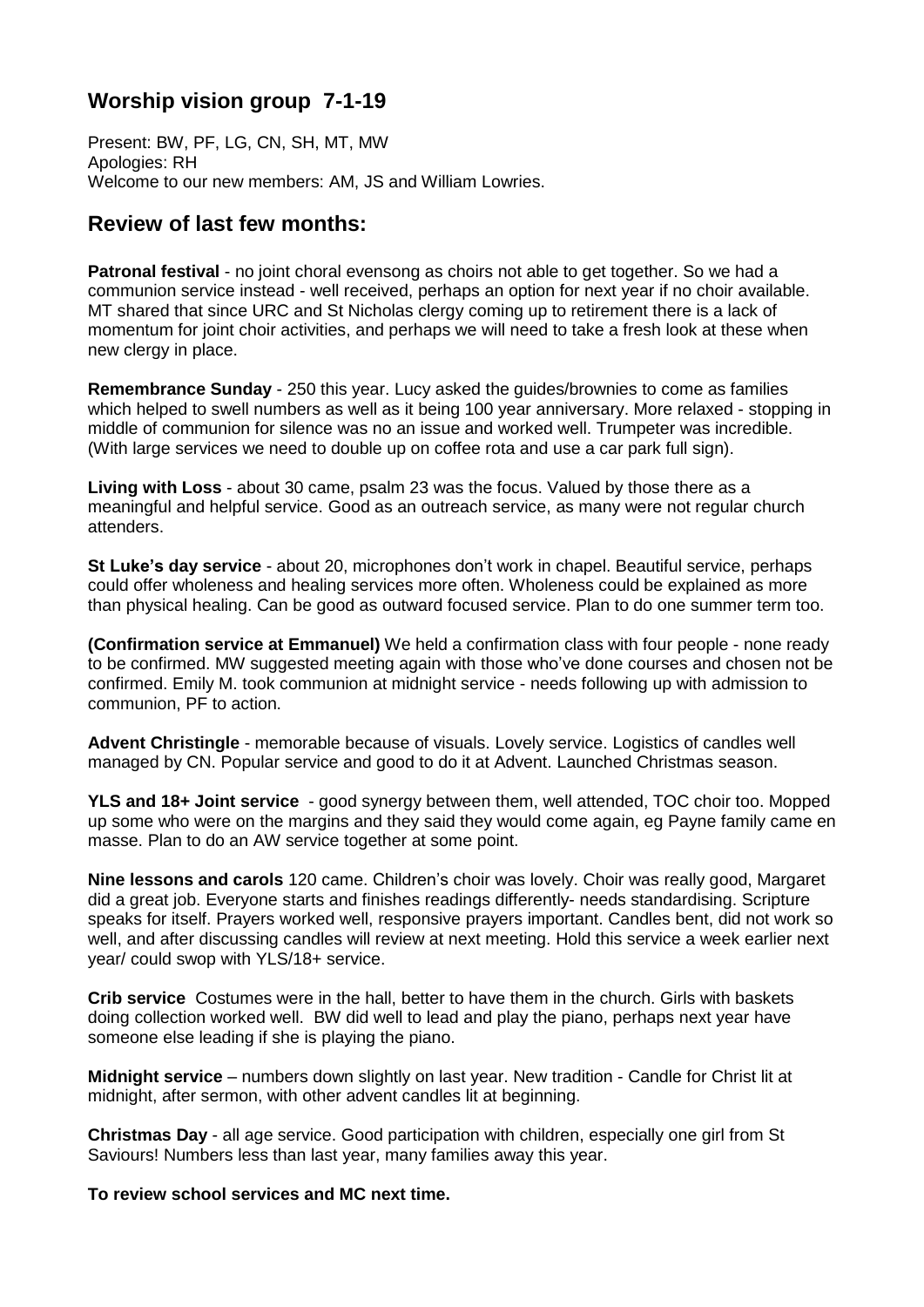## Worship vision group 7-1-19

Present: BW, PF, LG, CN, SH, MT, MW
Apologies: RH
Welcome to our new members: AM, JS and William Lowries.

## Review of last few months:

**Patronal festival** - no joint choral evensong as choirs not able to get together. So we had a communion service instead - well received, perhaps an option for next year if no choir available. MT shared that since URC and St Nicholas clergy coming up to retirement there is a lack of momentum for joint choir activities, and perhaps we will need to take a fresh look at these when new clergy in place.

**Remembrance Sunday** - 250 this year. Lucy asked the guides/brownies to come as families which helped to swell numbers as well as it being 100 year anniversary. More relaxed - stopping in middle of communion for silence was no an issue and worked well. Trumpeter was incredible. (With large services we need to double up on coffee rota and use a car park full sign).

**Living with Loss** - about 30 came, psalm 23 was the focus. Valued by those there as a meaningful and helpful service. Good as an outreach service, as many were not regular church attenders.

**St Luke's day service** - about 20, microphones don't work in chapel. Beautiful service, perhaps could offer wholeness and healing services more often. Wholeness could be explained as more than physical healing. Can be good as outward focused service. Plan to do one summer term too.

**(Confirmation service at Emmanuel)** We held a confirmation class with four people - none ready to be confirmed. MW suggested meeting again with those who've done courses and chosen not be confirmed. Emily M. took communion at midnight service - needs following up with admission to communion, PF to action.

**Advent Christingle** - memorable because of visuals. Lovely service. Logistics of candles well managed by CN. Popular service and good to do it at Advent. Launched Christmas season.

**YLS and 18+ Joint service** - good synergy between them, well attended, TOC choir too. Mopped up some who were on the margins and they said they would come again, eg Payne family came en masse. Plan to do an AW service together at some point.

**Nine lessons and carols** 120 came. Children's choir was lovely. Choir was really good, Margaret did a great job. Everyone starts and finishes readings differently- needs standardising. Scripture speaks for itself. Prayers worked well, responsive prayers important. Candles bent, did not work so well, and after discussing candles will review at next meeting. Hold this service a week earlier next year/ could swop with YLS/18+ service.

**Crib service** Costumes were in the hall, better to have them in the church. Girls with baskets doing collection worked well. BW did well to lead and play the piano, perhaps next year have someone else leading if she is playing the piano.

**Midnight service** – numbers down slightly on last year. New tradition - Candle for Christ lit at midnight, after sermon, with other advent candles lit at beginning.

**Christmas Day** - all age service. Good participation with children, especially one girl from St Saviours! Numbers less than last year, many families away this year.

**To review school services and MC next time.**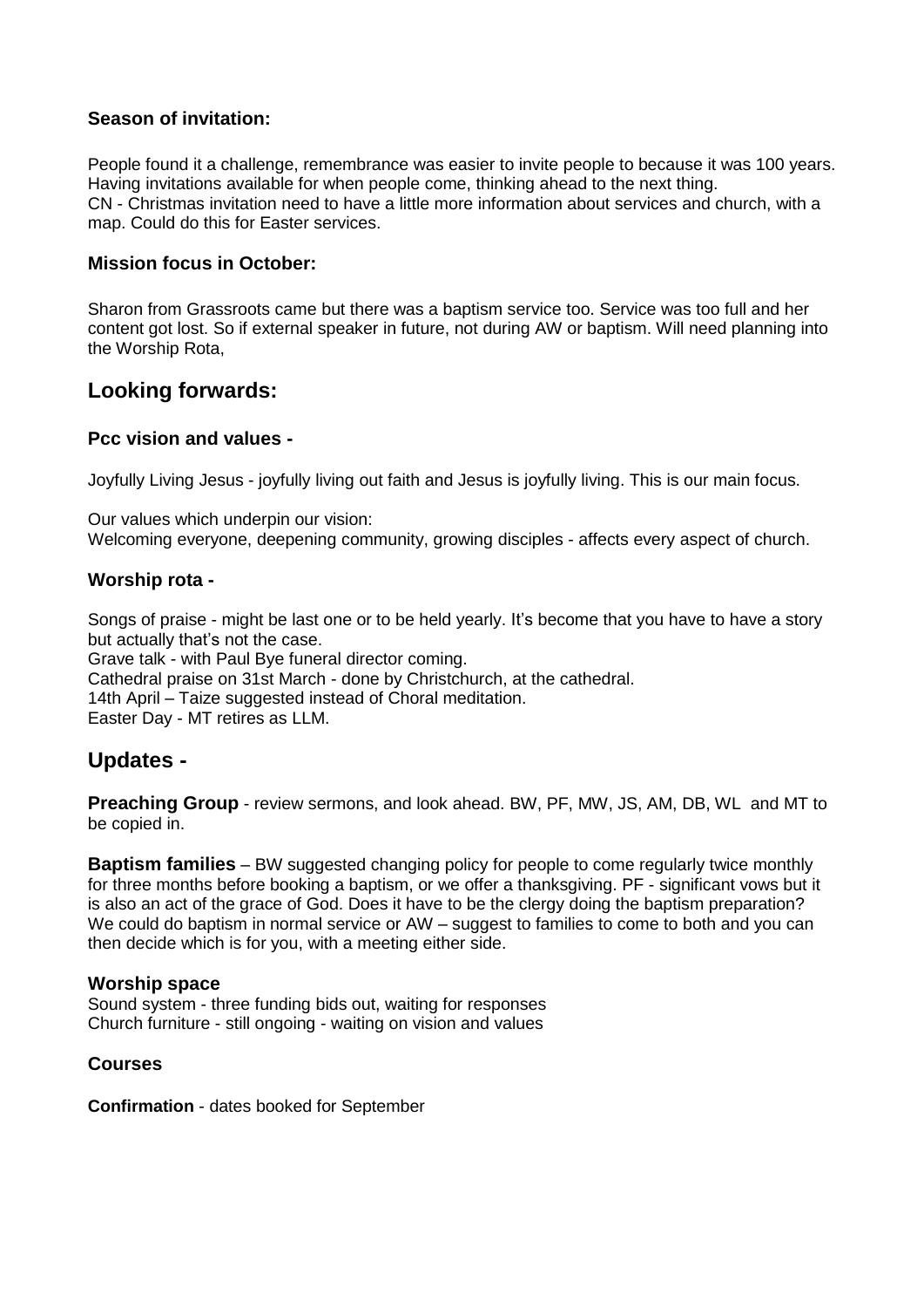### Season of invitation:

People found it a challenge, remembrance was easier to invite people to because it was 100 years. Having invitations available for when people come, thinking ahead to the next thing.
CN - Christmas invitation need to have a little more information about services and church, with a map. Could do this for Easter services.

### Mission focus in October:

Sharon from Grassroots came but there was a baptism service too. Service was too full and her content got lost. So if external speaker in future, not during AW or baptism. Will need planning into the Worship Rota,

## Looking forwards:

### Pcc vision and values -

Joyfully Living Jesus - joyfully living out faith and Jesus is joyfully living. This is our main focus.

Our values which underpin our vision:
Welcoming everyone, deepening community, growing disciples - affects every aspect of church.

### Worship rota -

Songs of praise - might be last one or to be held yearly. It's become that you have to have a story but actually that's not the case.
Grave talk - with Paul Bye funeral director coming.
Cathedral praise on 31st March - done by Christchurch, at the cathedral.
14th April – Taize suggested instead of Choral meditation.
Easter Day - MT retires as LLM.

## Updates -

**Preaching Group** - review sermons, and look ahead. BW, PF, MW, JS, AM, DB, WL and MT to be copied in.

**Baptism families** – BW suggested changing policy for people to come regularly twice monthly for three months before booking a baptism, or we offer a thanksgiving. PF - significant vows but it is also an act of the grace of God. Does it have to be the clergy doing the baptism preparation? We could do baptism in normal service or AW – suggest to families to come to both and you can then decide which is for you, with a meeting either side.

**Worship space**
Sound system - three funding bids out, waiting for responses
Church furniture - still ongoing - waiting on vision and values

**Courses**

**Confirmation** - dates booked for September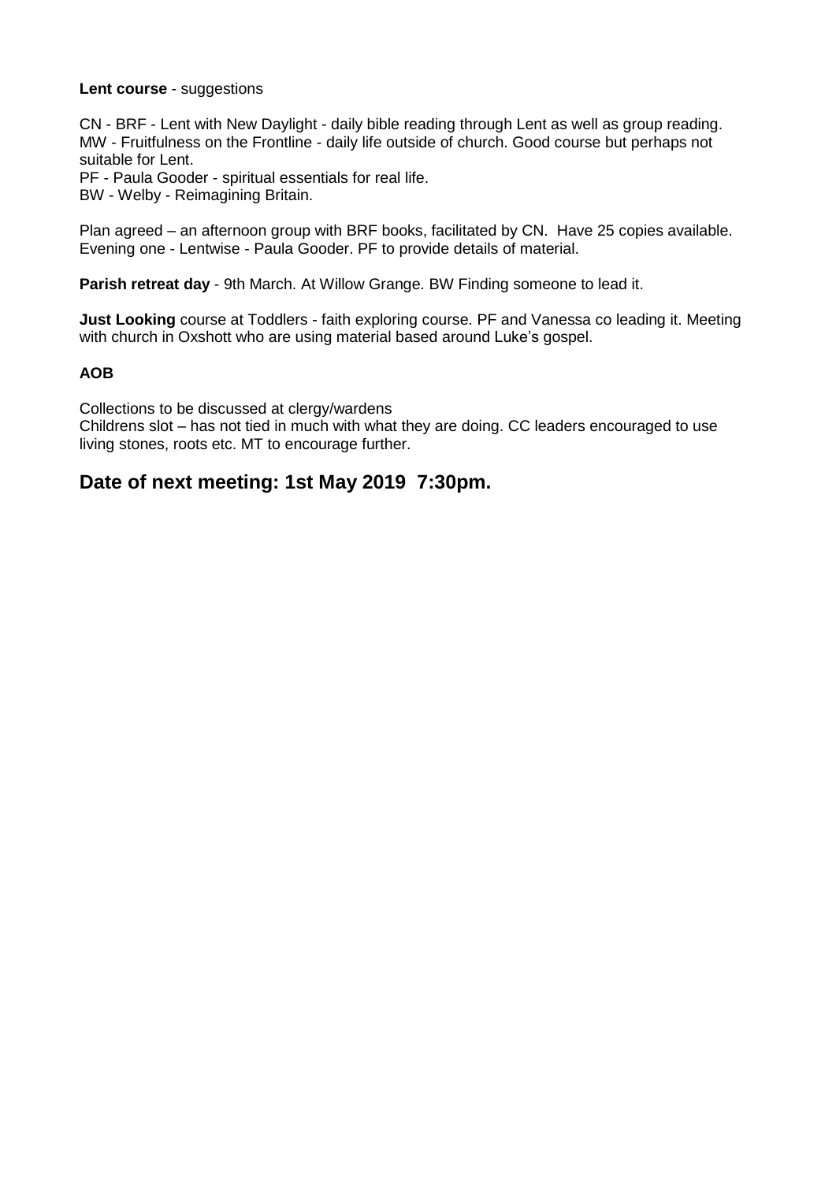**Lent course** - suggestions

CN - BRF - Lent with New Daylight - daily bible reading through Lent as well as group reading.
MW - Fruitfulness on the Frontline - daily life outside of church. Good course but perhaps not suitable for Lent.
PF - Paula Gooder - spiritual essentials for real life.
BW - Welby - Reimagining Britain.

Plan agreed – an afternoon group with BRF books, facilitated by CN. Have 25 copies available. Evening one - Lentwise - Paula Gooder. PF to provide details of material.

**Parish retreat day** - 9th March. At Willow Grange. BW Finding someone to lead it.

**Just Looking** course at Toddlers - faith exploring course. PF and Vanessa co leading it. Meeting with church in Oxshott who are using material based around Luke's gospel.

**AOB**

Collections to be discussed at clergy/wardens
Childrens slot – has not tied in much with what they are doing. CC leaders encouraged to use living stones, roots etc. MT to encourage further.

## Date of next meeting: 1st May 2019 7:30pm.